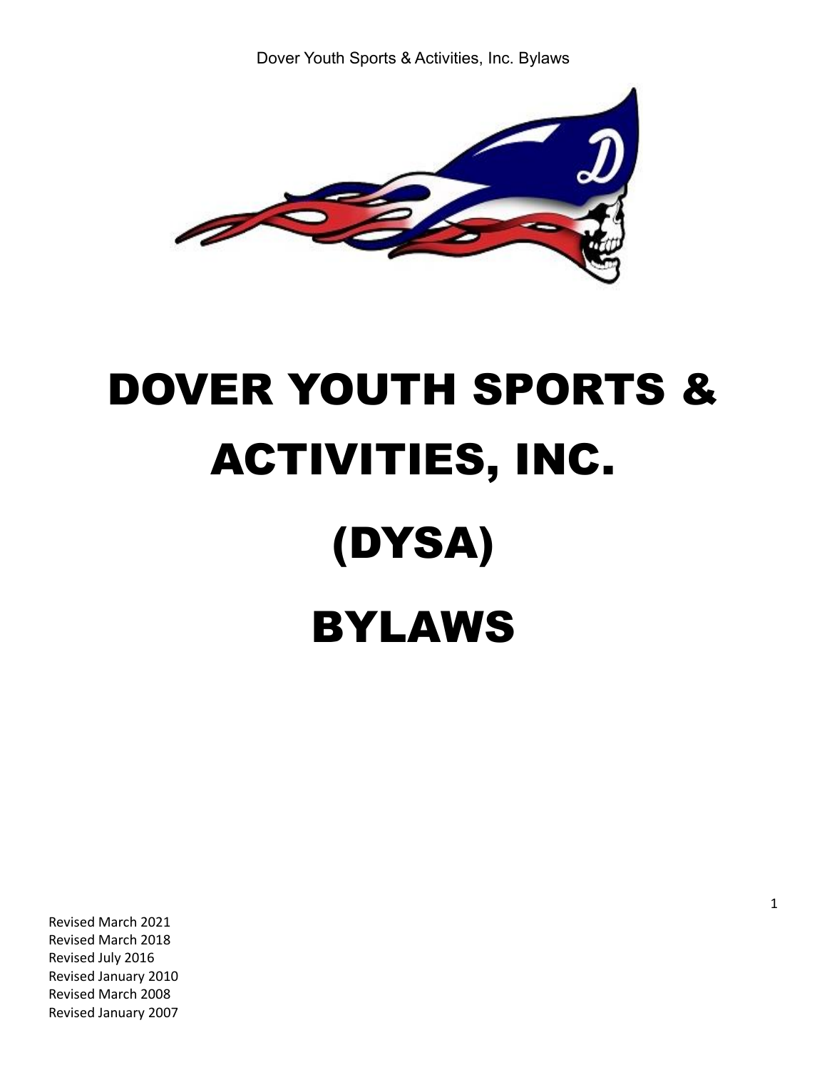# DOVER YOUTH SPORTS & ACTIVITIES, INC.

# (DYSA)

# BYLAWS

Revised March 2021
Revised March 2018
Revised July 2016
Revised January 2010
Revised March 2008
Revised January 2007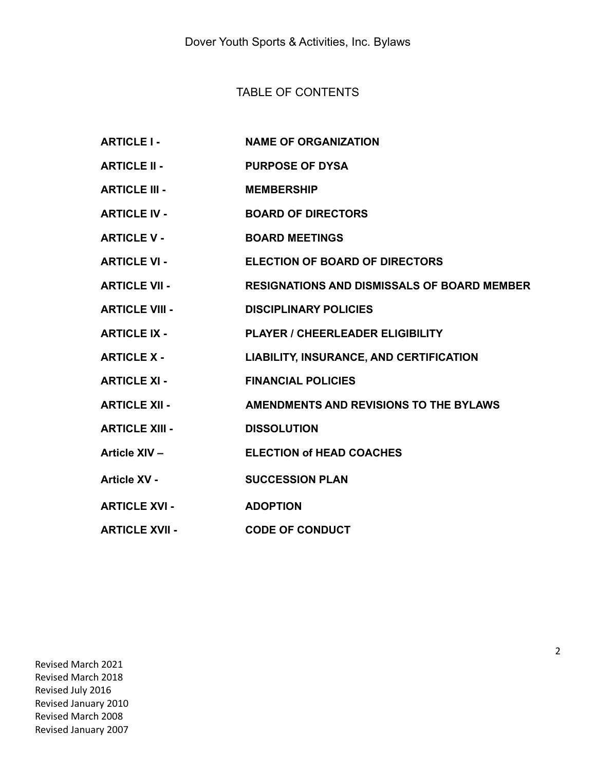# TABLE OF CONTENTS

| | |
|---|---|
| **ARTICLE I -** | **NAME OF ORGANIZATION** |
| **ARTICLE II -** | **PURPOSE OF DYSA** |
| **ARTICLE III -** | **MEMBERSHIP** |
| **ARTICLE IV -** | **BOARD OF DIRECTORS** |
| **ARTICLE V -** | **BOARD MEETINGS** |
| **ARTICLE VI -** | **ELECTION OF BOARD OF DIRECTORS** |
| **ARTICLE VII -** | **RESIGNATIONS AND DISMISSALS OF BOARD MEMBER** |
| **ARTICLE VIII -** | **DISCIPLINARY POLICIES** |
| **ARTICLE IX -** | **PLAYER / CHEERLEADER ELIGIBILITY** |
| **ARTICLE X -** | **LIABILITY, INSURANCE, AND CERTIFICATION** |
| **ARTICLE XI -** | **FINANCIAL POLICIES** |
| **ARTICLE XII -** | **AMENDMENTS AND REVISIONS TO THE BYLAWS** |
| **ARTICLE XIII -** | **DISSOLUTION** |
| **Article XIV –** | **ELECTION of HEAD COACHES** |
| **Article XV -** | **SUCCESSION PLAN** |
| **ARTICLE XVI -** | **ADOPTION** |
| **ARTICLE XVII -** | **CODE OF CONDUCT** |

Revised March 2021
Revised March 2018
Revised July 2016
Revised January 2010
Revised March 2008
Revised January 2007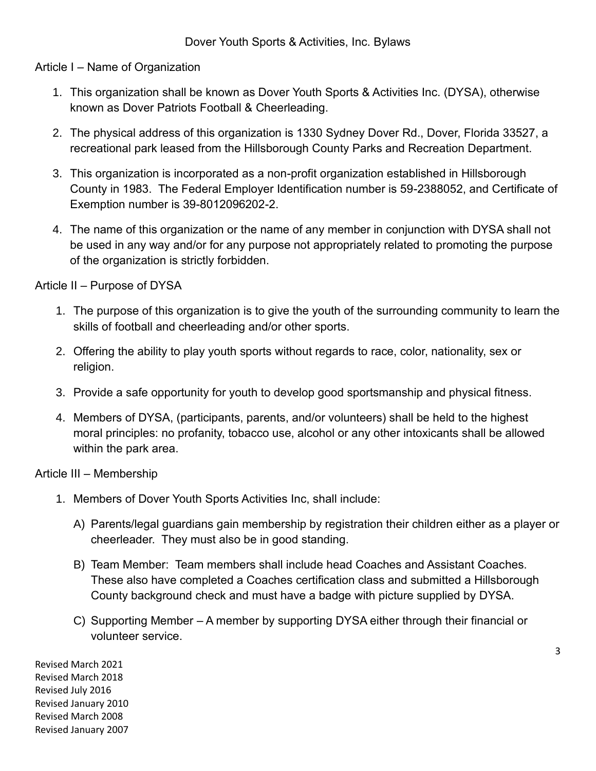# Dover Youth Sports & Activities, Inc. Bylaws

## Article I – Name of Organization

1. This organization shall be known as Dover Youth Sports & Activities Inc. (DYSA), otherwise known as Dover Patriots Football & Cheerleading.
2. The physical address of this organization is 1330 Sydney Dover Rd., Dover, Florida 33527, a recreational park leased from the Hillsborough County Parks and Recreation Department.
3. This organization is incorporated as a non-profit organization established in Hillsborough County in 1983. The Federal Employer Identification number is 59-2388052, and Certificate of Exemption number is 39-8012096202-2.
4. The name of this organization or the name of any member in conjunction with DYSA shall not be used in any way and/or for any purpose not appropriately related to promoting the purpose of the organization is strictly forbidden.

## Article II – Purpose of DYSA

1. The purpose of this organization is to give the youth of the surrounding community to learn the skills of football and cheerleading and/or other sports.
2. Offering the ability to play youth sports without regards to race, color, nationality, sex or religion.
3. Provide a safe opportunity for youth to develop good sportsmanship and physical fitness.
4. Members of DYSA, (participants, parents, and/or volunteers) shall be held to the highest moral principles: no profanity, tobacco use, alcohol or any other intoxicants shall be allowed within the park area.

## Article III – Membership

1. Members of Dover Youth Sports Activities Inc, shall include:

   A) Parents/legal guardians gain membership by registration their children either as a player or cheerleader. They must also be in good standing.

   B) Team Member: Team members shall include head Coaches and Assistant Coaches. These also have completed a Coaches certification class and submitted a Hillsborough County background check and must have a badge with picture supplied by DYSA.

   C) Supporting Member – A member by supporting DYSA either through their financial or volunteer service.

Revised March 2021
Revised March 2018
Revised July 2016
Revised January 2010
Revised March 2008
Revised January 2007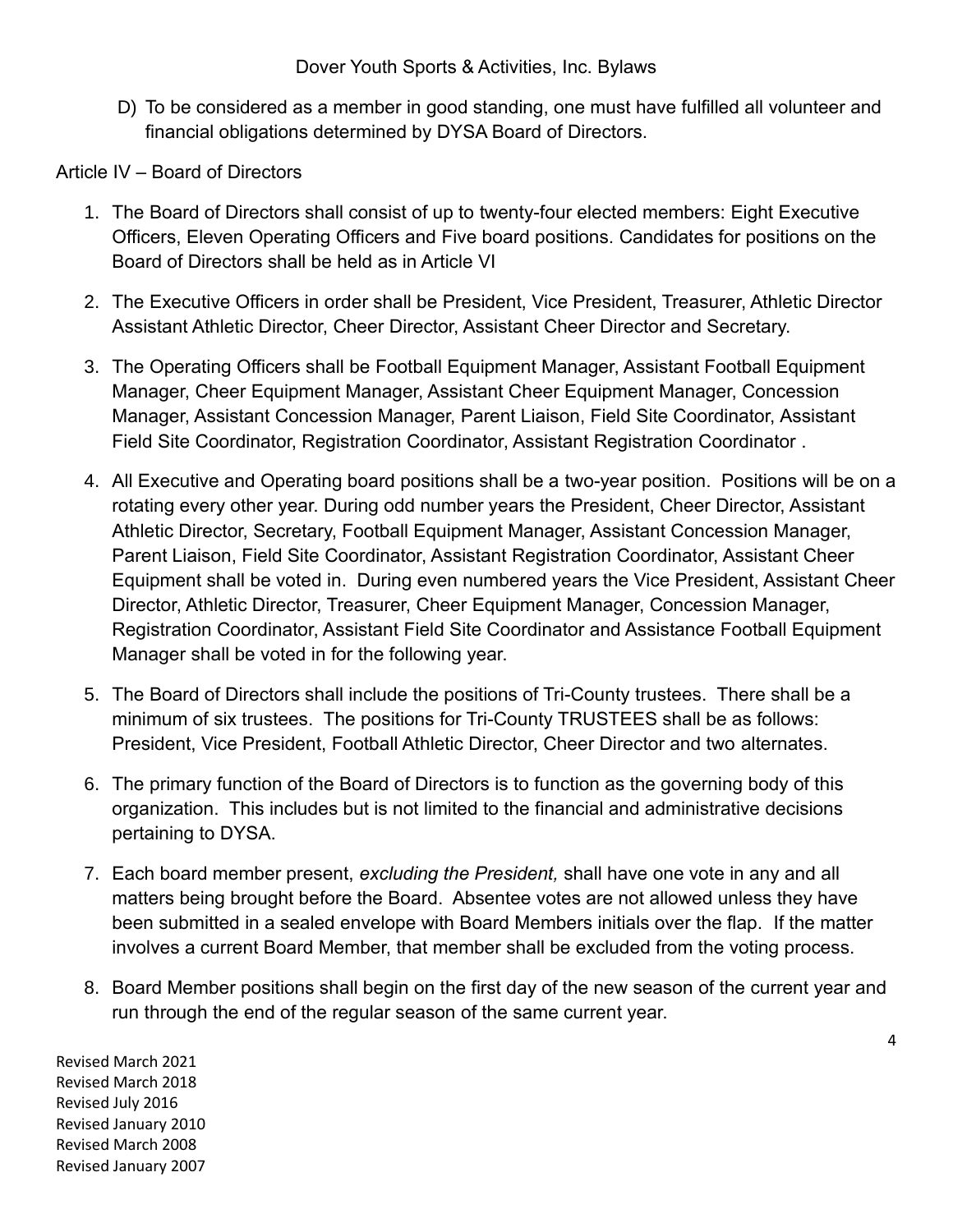D) To be considered as a member in good standing, one must have fulfilled all volunteer and financial obligations determined by DYSA Board of Directors.

Article IV – Board of Directors

1. The Board of Directors shall consist of up to twenty-four elected members: Eight Executive Officers, Eleven Operating Officers and Five board positions. Candidates for positions on the Board of Directors shall be held as in Article VI
2. The Executive Officers in order shall be President, Vice President, Treasurer, Athletic Director Assistant Athletic Director, Cheer Director, Assistant Cheer Director and Secretary.
3. The Operating Officers shall be Football Equipment Manager, Assistant Football Equipment Manager, Cheer Equipment Manager, Assistant Cheer Equipment Manager, Concession Manager, Assistant Concession Manager, Parent Liaison, Field Site Coordinator, Assistant Field Site Coordinator, Registration Coordinator, Assistant Registration Coordinator .
4. All Executive and Operating board positions shall be a two-year position. Positions will be on a rotating every other year. During odd number years the President, Cheer Director, Assistant Athletic Director, Secretary, Football Equipment Manager, Assistant Concession Manager, Parent Liaison, Field Site Coordinator, Assistant Registration Coordinator, Assistant Cheer Equipment shall be voted in. During even numbered years the Vice President, Assistant Cheer Director, Athletic Director, Treasurer, Cheer Equipment Manager, Concession Manager, Registration Coordinator, Assistant Field Site Coordinator and Assistance Football Equipment Manager shall be voted in for the following year.
5. The Board of Directors shall include the positions of Tri-County trustees. There shall be a minimum of six trustees. The positions for Tri-County TRUSTEES shall be as follows: President, Vice President, Football Athletic Director, Cheer Director and two alternates.
6. The primary function of the Board of Directors is to function as the governing body of this organization. This includes but is not limited to the financial and administrative decisions pertaining to DYSA.
7. Each board member present, *excluding the President,* shall have one vote in any and all matters being brought before the Board. Absentee votes are not allowed unless they have been submitted in a sealed envelope with Board Members initials over the flap. If the matter involves a current Board Member, that member shall be excluded from the voting process.
8. Board Member positions shall begin on the first day of the new season of the current year and run through the end of the regular season of the same current year.

Revised March 2021
Revised March 2018
Revised July 2016
Revised January 2010
Revised March 2008
Revised January 2007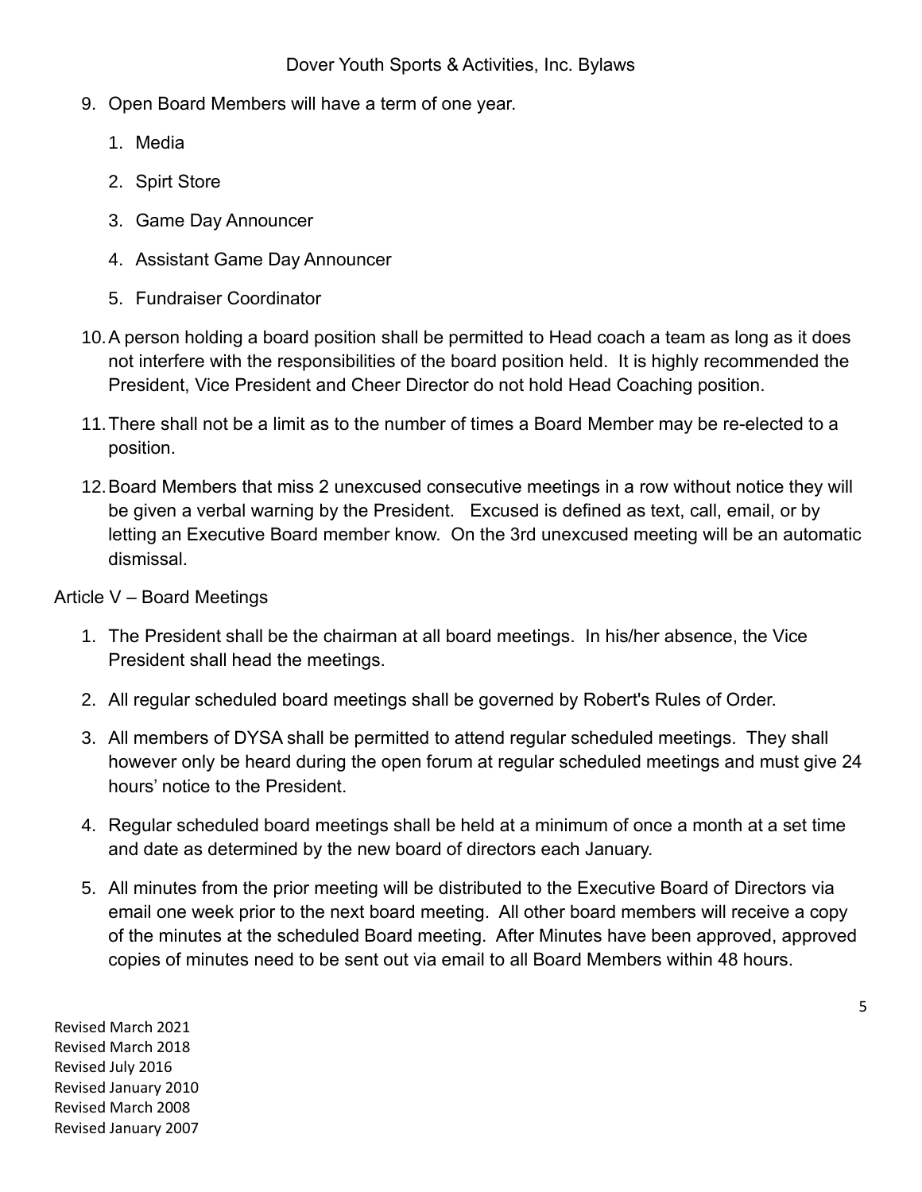9. Open Board Members will have a term of one year.
    1. Media
    2. Spirt Store
    3. Game Day Announcer
    4. Assistant Game Day Announcer
    5. Fundraiser Coordinator
10. A person holding a board position shall be permitted to Head coach a team as long as it does not interfere with the responsibilities of the board position held. It is highly recommended the President, Vice President and Cheer Director do not hold Head Coaching position.
11. There shall not be a limit as to the number of times a Board Member may be re-elected to a position.
12. Board Members that miss 2 unexcused consecutive meetings in a row without notice they will be given a verbal warning by the President. Excused is defined as text, call, email, or by letting an Executive Board member know. On the 3rd unexcused meeting will be an automatic dismissal.

Article V – Board Meetings

1. The President shall be the chairman at all board meetings. In his/her absence, the Vice President shall head the meetings.
2. All regular scheduled board meetings shall be governed by Robert's Rules of Order.
3. All members of DYSA shall be permitted to attend regular scheduled meetings. They shall however only be heard during the open forum at regular scheduled meetings and must give 24 hours' notice to the President.
4. Regular scheduled board meetings shall be held at a minimum of once a month at a set time and date as determined by the new board of directors each January.
5. All minutes from the prior meeting will be distributed to the Executive Board of Directors via email one week prior to the next board meeting. All other board members will receive a copy of the minutes at the scheduled Board meeting. After Minutes have been approved, approved copies of minutes need to be sent out via email to all Board Members within 48 hours.

Revised March 2021
Revised March 2018
Revised July 2016
Revised January 2010
Revised March 2008
Revised January 2007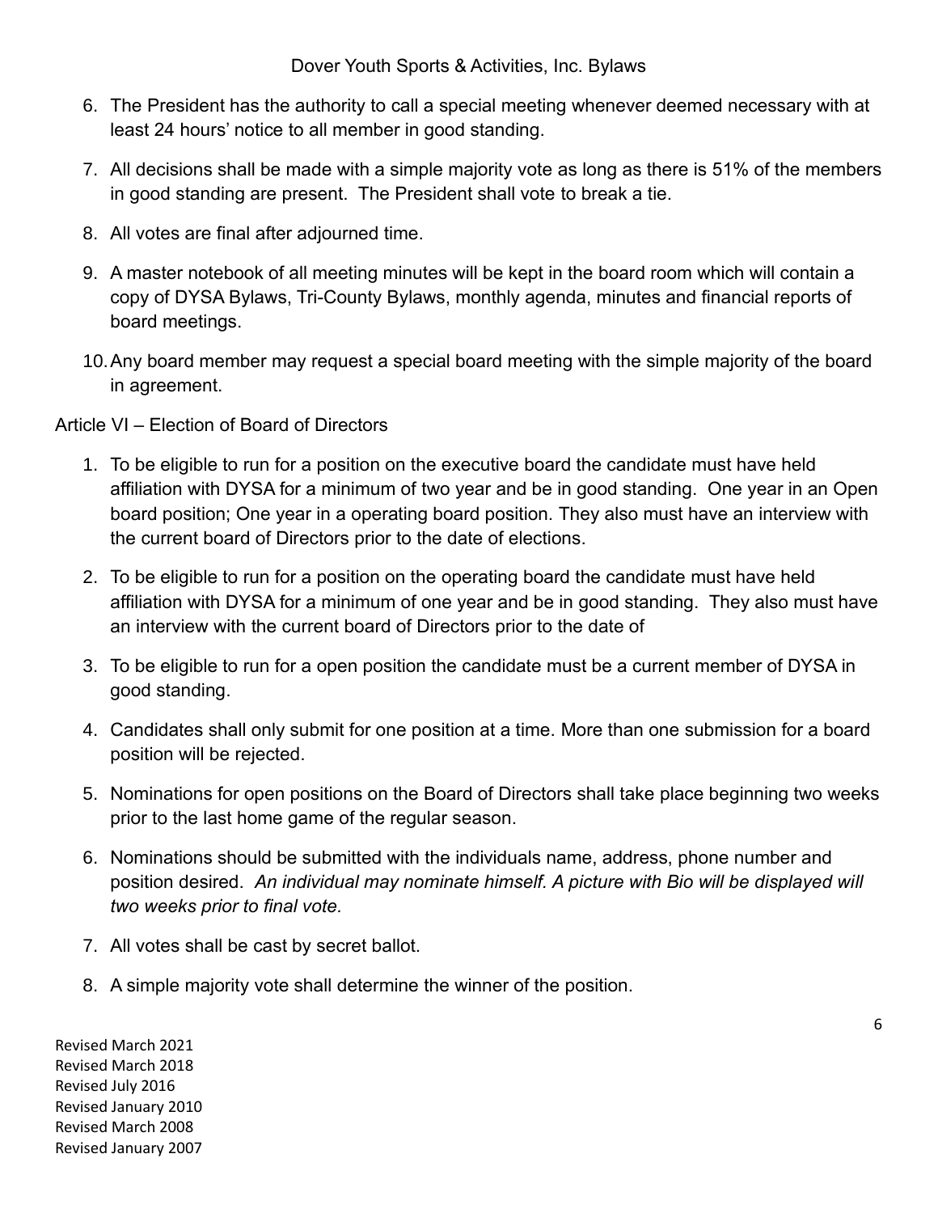6. The President has the authority to call a special meeting whenever deemed necessary with at least 24 hours' notice to all member in good standing.

7. All decisions shall be made with a simple majority vote as long as there is 51% of the members in good standing are present. The President shall vote to break a tie.

8. All votes are final after adjourned time.

9. A master notebook of all meeting minutes will be kept in the board room which will contain a copy of DYSA Bylaws, Tri-County Bylaws, monthly agenda, minutes and financial reports of board meetings.

10. Any board member may request a special board meeting with the simple majority of the board in agreement.

Article VI – Election of Board of Directors

1. To be eligible to run for a position on the executive board the candidate must have held affiliation with DYSA for a minimum of two year and be in good standing. One year in an Open board position; One year in a operating board position. They also must have an interview with the current board of Directors prior to the date of elections.

2. To be eligible to run for a position on the operating board the candidate must have held affiliation with DYSA for a minimum of one year and be in good standing. They also must have an interview with the current board of Directors prior to the date of

3. To be eligible to run for a open position the candidate must be a current member of DYSA in good standing.

4. Candidates shall only submit for one position at a time. More than one submission for a board position will be rejected.

5. Nominations for open positions on the Board of Directors shall take place beginning two weeks prior to the last home game of the regular season.

6. Nominations should be submitted with the individuals name, address, phone number and position desired. *An individual may nominate himself. A picture with Bio will be displayed will two weeks prior to final vote.*

7. All votes shall be cast by secret ballot.

8. A simple majority vote shall determine the winner of the position.

Revised March 2021
Revised March 2018
Revised July 2016
Revised January 2010
Revised March 2008
Revised January 2007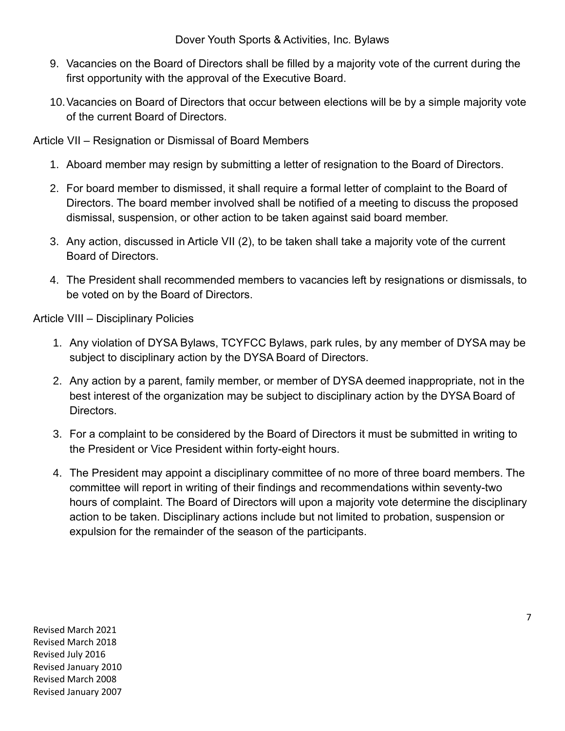9. Vacancies on the Board of Directors shall be filled by a majority vote of the current during the first opportunity with the approval of the Executive Board.

10. Vacancies on Board of Directors that occur between elections will be by a simple majority vote of the current Board of Directors.

## Article VII – Resignation or Dismissal of Board Members

1. Aboard member may resign by submitting a letter of resignation to the Board of Directors.

2. For board member to dismissed, it shall require a formal letter of complaint to the Board of Directors. The board member involved shall be notified of a meeting to discuss the proposed dismissal, suspension, or other action to be taken against said board member.

3. Any action, discussed in Article VII (2), to be taken shall take a majority vote of the current Board of Directors.

4. The President shall recommended members to vacancies left by resignations or dismissals, to be voted on by the Board of Directors.

## Article VIII – Disciplinary Policies

1. Any violation of DYSA Bylaws, TCYFCC Bylaws, park rules, by any member of DYSA may be subject to disciplinary action by the DYSA Board of Directors.

2. Any action by a parent, family member, or member of DYSA deemed inappropriate, not in the best interest of the organization may be subject to disciplinary action by the DYSA Board of Directors.

3. For a complaint to be considered by the Board of Directors it must be submitted in writing to the President or Vice President within forty-eight hours.

4. The President may appoint a disciplinary committee of no more of three board members. The committee will report in writing of their findings and recommendations within seventy-two hours of complaint. The Board of Directors will upon a majority vote determine the disciplinary action to be taken. Disciplinary actions include but not limited to probation, suspension or expulsion for the remainder of the season of the participants.

Revised March 2021
Revised March 2018
Revised July 2016
Revised January 2010
Revised March 2008
Revised January 2007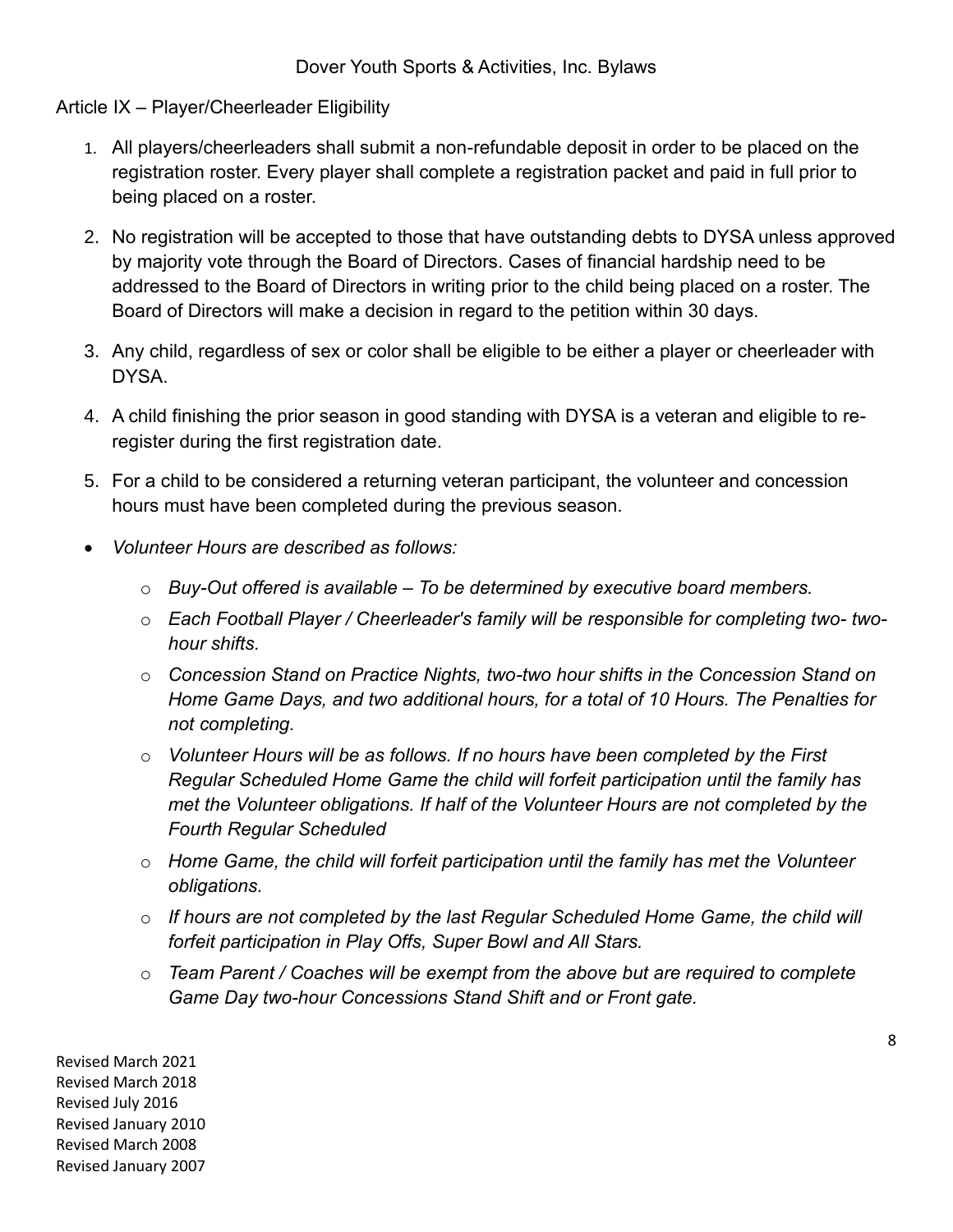Article IX – Player/Cheerleader Eligibility

1. All players/cheerleaders shall submit a non-refundable deposit in order to be placed on the registration roster. Every player shall complete a registration packet and paid in full prior to being placed on a roster.
2. No registration will be accepted to those that have outstanding debts to DYSA unless approved by majority vote through the Board of Directors. Cases of financial hardship need to be addressed to the Board of Directors in writing prior to the child being placed on a roster. The Board of Directors will make a decision in regard to the petition within 30 days.
3. Any child, regardless of sex or color shall be eligible to be either a player or cheerleader with DYSA.
4. A child finishing the prior season in good standing with DYSA is a veteran and eligible to re-register during the first registration date.
5. For a child to be considered a returning veteran participant, the volunteer and concession hours must have been completed during the previous season.

- *Volunteer Hours are described as follows:*
    - *Buy-Out offered is available – To be determined by executive board members.*
    - *Each Football Player / Cheerleader's family will be responsible for completing two- two-hour shifts.*
    - *Concession Stand on Practice Nights, two-two hour shifts in the Concession Stand on Home Game Days, and two additional hours, for a total of 10 Hours. The Penalties for not completing.*
    - *Volunteer Hours will be as follows. If no hours have been completed by the First Regular Scheduled Home Game the child will forfeit participation until the family has met the Volunteer obligations. If half of the Volunteer Hours are not completed by the Fourth Regular Scheduled*
    - *Home Game, the child will forfeit participation until the family has met the Volunteer obligations.*
    - *If hours are not completed by the last Regular Scheduled Home Game, the child will forfeit participation in Play Offs, Super Bowl and All Stars.*
    - *Team Parent / Coaches will be exempt from the above but are required to complete Game Day two-hour Concessions Stand Shift and or Front gate.*

Revised March 2021
Revised March 2018
Revised July 2016
Revised January 2010
Revised March 2008
Revised January 2007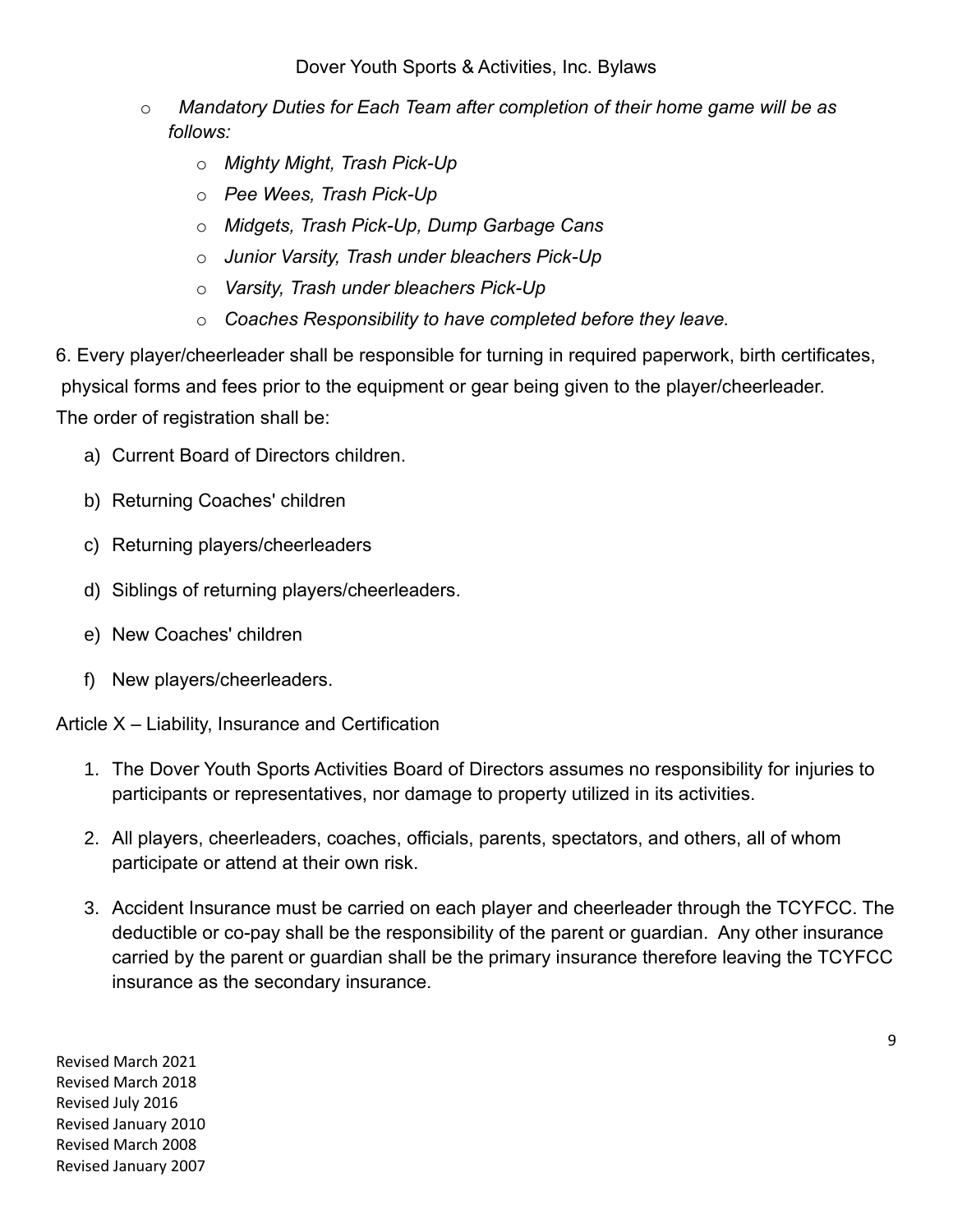- *Mandatory Duties for Each Team after completion of their home game will be as follows:*
  - *Mighty Might, Trash Pick-Up*
  - *Pee Wees, Trash Pick-Up*
  - *Midgets, Trash Pick-Up, Dump Garbage Cans*
  - *Junior Varsity, Trash under bleachers Pick-Up*
  - *Varsity, Trash under bleachers Pick-Up*
  - *Coaches Responsibility to have completed before they leave.*

6. Every player/cheerleader shall be responsible for turning in required paperwork, birth certificates, physical forms and fees prior to the equipment or gear being given to the player/cheerleader. The order of registration shall be:

   a) Current Board of Directors children.

   b) Returning Coaches' children

   c) Returning players/cheerleaders

   d) Siblings of returning players/cheerleaders.

   e) New Coaches' children

   f) New players/cheerleaders.

Article X – Liability, Insurance and Certification

1. The Dover Youth Sports Activities Board of Directors assumes no responsibility for injuries to participants or representatives, nor damage to property utilized in its activities.
2. All players, cheerleaders, coaches, officials, parents, spectators, and others, all of whom participate or attend at their own risk.
3. Accident Insurance must be carried on each player and cheerleader through the TCYFCC. The deductible or co-pay shall be the responsibility of the parent or guardian. Any other insurance carried by the parent or guardian shall be the primary insurance therefore leaving the TCYFCC insurance as the secondary insurance.

Revised March 2021
Revised March 2018
Revised July 2016
Revised January 2010
Revised March 2008
Revised January 2007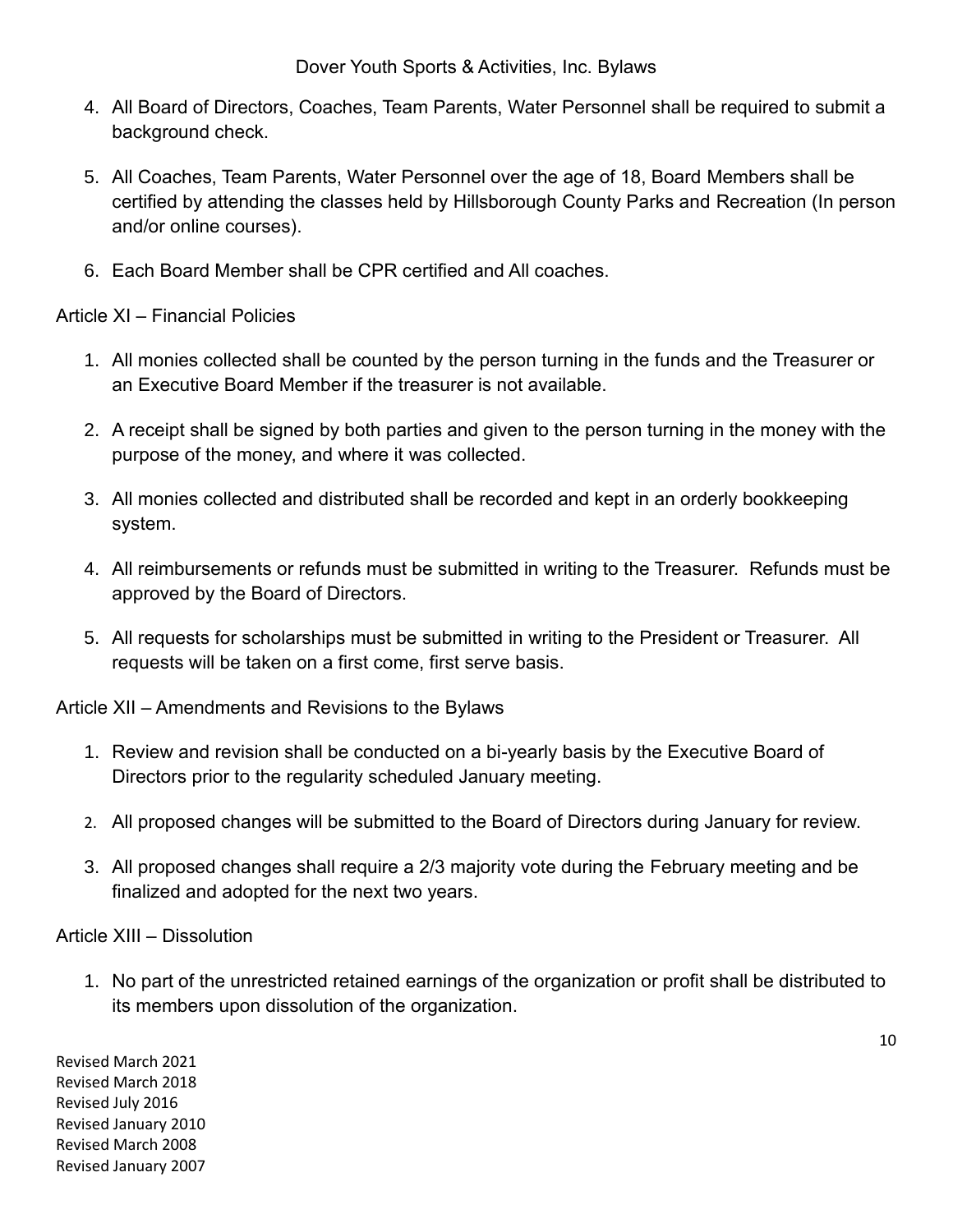4. All Board of Directors, Coaches, Team Parents, Water Personnel shall be required to submit a background check.

5. All Coaches, Team Parents, Water Personnel over the age of 18, Board Members shall be certified by attending the classes held by Hillsborough County Parks and Recreation (In person and/or online courses).

6. Each Board Member shall be CPR certified and All coaches.

Article XI – Financial Policies

1. All monies collected shall be counted by the person turning in the funds and the Treasurer or an Executive Board Member if the treasurer is not available.

2. A receipt shall be signed by both parties and given to the person turning in the money with the purpose of the money, and where it was collected.

3. All monies collected and distributed shall be recorded and kept in an orderly bookkeeping system.

4. All reimbursements or refunds must be submitted in writing to the Treasurer. Refunds must be approved by the Board of Directors.

5. All requests for scholarships must be submitted in writing to the President or Treasurer. All requests will be taken on a first come, first serve basis.

Article XII – Amendments and Revisions to the Bylaws

1. Review and revision shall be conducted on a bi-yearly basis by the Executive Board of Directors prior to the regularity scheduled January meeting.

2. All proposed changes will be submitted to the Board of Directors during January for review.

3. All proposed changes shall require a 2/3 majority vote during the February meeting and be finalized and adopted for the next two years.

Article XIII – Dissolution

1. No part of the unrestricted retained earnings of the organization or profit shall be distributed to its members upon dissolution of the organization.

Revised March 2021
Revised March 2018
Revised July 2016
Revised January 2010
Revised March 2008
Revised January 2007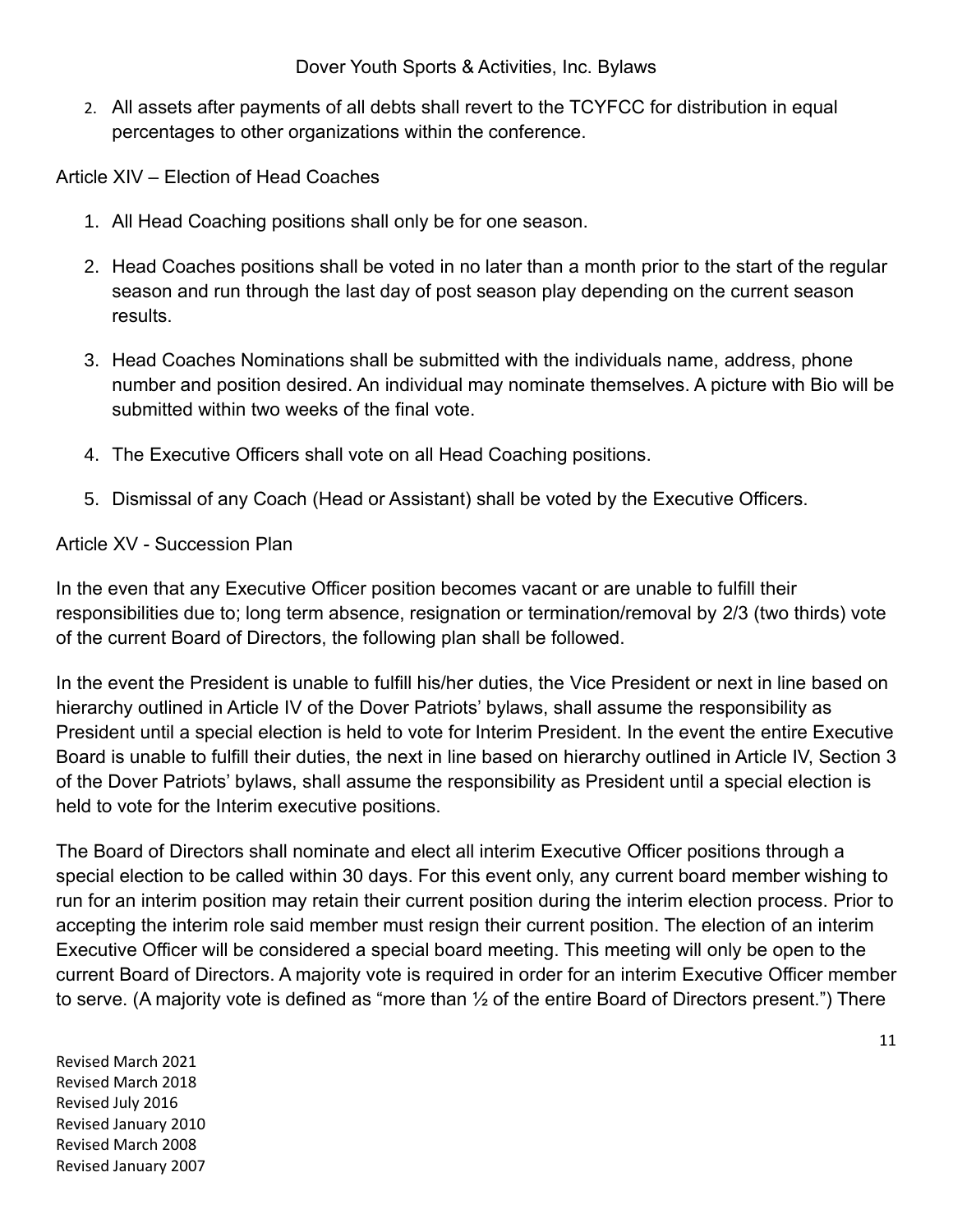2. All assets after payments of all debts shall revert to the TCYFCC for distribution in equal percentages to other organizations within the conference.

## Article XIV – Election of Head Coaches

1. All Head Coaching positions shall only be for one season.
2. Head Coaches positions shall be voted in no later than a month prior to the start of the regular season and run through the last day of post season play depending on the current season results.
3. Head Coaches Nominations shall be submitted with the individuals name, address, phone number and position desired. An individual may nominate themselves. A picture with Bio will be submitted within two weeks of the final vote.
4. The Executive Officers shall vote on all Head Coaching positions.
5. Dismissal of any Coach (Head or Assistant) shall be voted by the Executive Officers.

## Article XV - Succession Plan

In the even that any Executive Officer position becomes vacant or are unable to fulfill their responsibilities due to; long term absence, resignation or termination/removal by 2/3 (two thirds) vote of the current Board of Directors, the following plan shall be followed.

In the event the President is unable to fulfill his/her duties, the Vice President or next in line based on hierarchy outlined in Article IV of the Dover Patriots' bylaws, shall assume the responsibility as President until a special election is held to vote for Interim President. In the event the entire Executive Board is unable to fulfill their duties, the next in line based on hierarchy outlined in Article IV, Section 3 of the Dover Patriots' bylaws, shall assume the responsibility as President until a special election is held to vote for the Interim executive positions.

The Board of Directors shall nominate and elect all interim Executive Officer positions through a special election to be called within 30 days. For this event only, any current board member wishing to run for an interim position may retain their current position during the interim election process. Prior to accepting the interim role said member must resign their current position. The election of an interim Executive Officer will be considered a special board meeting. This meeting will only be open to the current Board of Directors. A majority vote is required in order for an interim Executive Officer member to serve. (A majority vote is defined as "more than ½ of the entire Board of Directors present.") There

Revised March 2021
Revised March 2018
Revised July 2016
Revised January 2010
Revised March 2008
Revised January 2007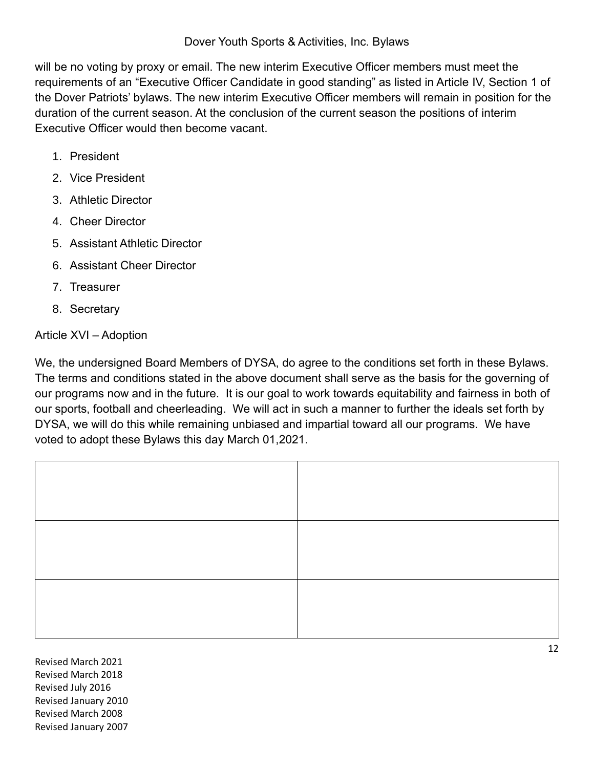will be no voting by proxy or email. The new interim Executive Officer members must meet the requirements of an "Executive Officer Candidate in good standing" as listed in Article IV, Section 1 of the Dover Patriots' bylaws. The new interim Executive Officer members will remain in position for the duration of the current season. At the conclusion of the current season the positions of interim Executive Officer would then become vacant.

1. President
2. Vice President
3. Athletic Director
4. Cheer Director
5. Assistant Athletic Director
6. Assistant Cheer Director
7. Treasurer
8. Secretary

## Article XVI – Adoption

We, the undersigned Board Members of DYSA, do agree to the conditions set forth in these Bylaws. The terms and conditions stated in the above document shall serve as the basis for the governing of our programs now and in the future. It is our goal to work towards equitability and fairness in both of our sports, football and cheerleading. We will act in such a manner to further the ideals set forth by DYSA, we will do this while remaining unbiased and impartial toward all our programs. We have voted to adopt these Bylaws this day March 01,2021.

| | |
|---|---|
| | |
| | |
| | |

Revised March 2021
Revised March 2018
Revised July 2016
Revised January 2010
Revised March 2008
Revised January 2007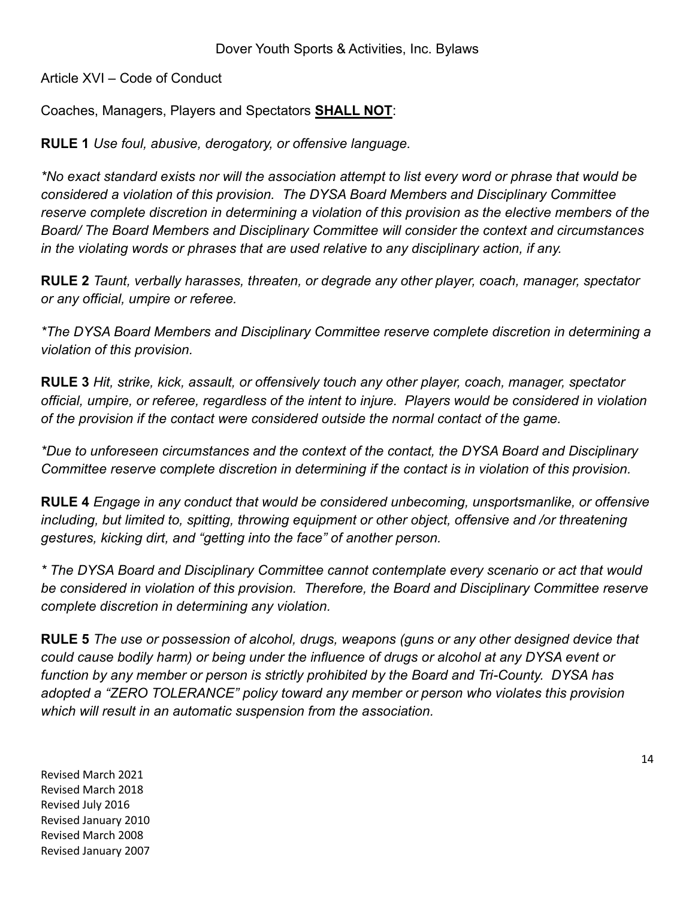Article XVI – Code of Conduct

Coaches, Managers, Players and Spectators **SHALL NOT**:

**RULE 1** *Use foul, abusive, derogatory, or offensive language.*

*\*No exact standard exists nor will the association attempt to list every word or phrase that would be considered a violation of this provision. The DYSA Board Members and Disciplinary Committee reserve complete discretion in determining a violation of this provision as the elective members of the Board/ The Board Members and Disciplinary Committee will consider the context and circumstances in the violating words or phrases that are used relative to any disciplinary action, if any.*

**RULE 2** *Taunt, verbally harasses, threaten, or degrade any other player, coach, manager, spectator or any official, umpire or referee.*

*\*The DYSA Board Members and Disciplinary Committee reserve complete discretion in determining a violation of this provision.*

**RULE 3** *Hit, strike, kick, assault, or offensively touch any other player, coach, manager, spectator official, umpire, or referee, regardless of the intent to injure. Players would be considered in violation of the provision if the contact were considered outside the normal contact of the game.*

*\*Due to unforeseen circumstances and the context of the contact, the DYSA Board and Disciplinary Committee reserve complete discretion in determining if the contact is in violation of this provision.*

**RULE 4** *Engage in any conduct that would be considered unbecoming, unsportsmanlike, or offensive including, but limited to, spitting, throwing equipment or other object, offensive and /or threatening gestures, kicking dirt, and "getting into the face" of another person.*

*\* The DYSA Board and Disciplinary Committee cannot contemplate every scenario or act that would be considered in violation of this provision. Therefore, the Board and Disciplinary Committee reserve complete discretion in determining any violation.*

**RULE 5** *The use or possession of alcohol, drugs, weapons (guns or any other designed device that could cause bodily harm) or being under the influence of drugs or alcohol at any DYSA event or function by any member or person is strictly prohibited by the Board and Tri-County. DYSA has adopted a "ZERO TOLERANCE" policy toward any member or person who violates this provision which will result in an automatic suspension from the association.*

Revised March 2021
Revised March 2018
Revised July 2016
Revised January 2010
Revised March 2008
Revised January 2007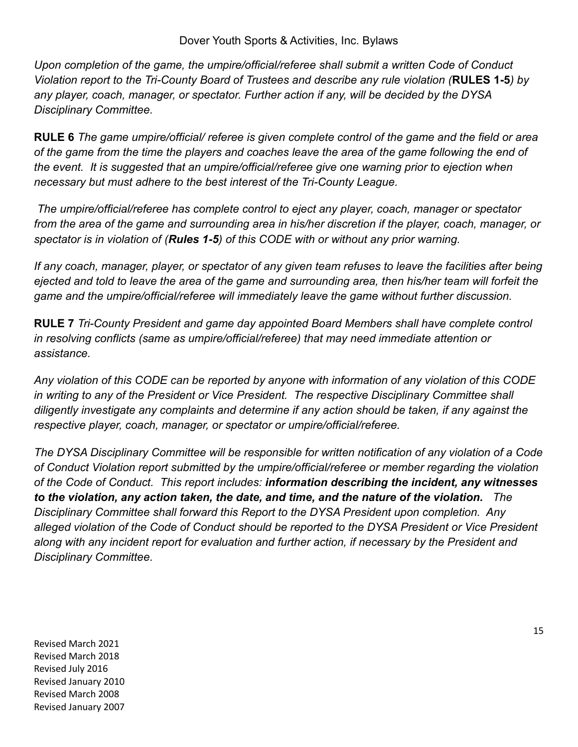*Upon completion of the game, the umpire/official/referee shall submit a written Code of Conduct Violation report to the Tri-County Board of Trustees and describe any rule violation (***RULES 1-5***) by any player, coach, manager, or spectator. Further action if any, will be decided by the DYSA Disciplinary Committee.*

**RULE 6** *The game umpire/official/ referee is given complete control of the game and the field or area of the game from the time the players and coaches leave the area of the game following the end of the event. It is suggested that an umpire/official/referee give one warning prior to ejection when necessary but must adhere to the best interest of the Tri-County League.*

*The umpire/official/referee has complete control to eject any player, coach, manager or spectator from the area of the game and surrounding area in his/her discretion if the player, coach, manager, or spectator is in violation of (**Rules 1-5**) of this CODE with or without any prior warning.*

*If any coach, manager, player, or spectator of any given team refuses to leave the facilities after being ejected and told to leave the area of the game and surrounding area, then his/her team will forfeit the game and the umpire/official/referee will immediately leave the game without further discussion.*

**RULE 7** *Tri-County President and game day appointed Board Members shall have complete control in resolving conflicts (same as umpire/official/referee) that may need immediate attention or assistance.*

*Any violation of this CODE can be reported by anyone with information of any violation of this CODE in writing to any of the President or Vice President. The respective Disciplinary Committee shall diligently investigate any complaints and determine if any action should be taken, if any against the respective player, coach, manager, or spectator or umpire/official/referee.*

*The DYSA Disciplinary Committee will be responsible for written notification of any violation of a Code of Conduct Violation report submitted by the umpire/official/referee or member regarding the violation of the Code of Conduct. This report includes: **information describing the incident, any witnesses to the violation, any action taken, the date, and time, and the nature of the violation.** The Disciplinary Committee shall forward this Report to the DYSA President upon completion. Any alleged violation of the Code of Conduct should be reported to the DYSA President or Vice President along with any incident report for evaluation and further action, if necessary by the President and Disciplinary Committee.*

Revised March 2021
Revised March 2018
Revised July 2016
Revised January 2010
Revised March 2008
Revised January 2007